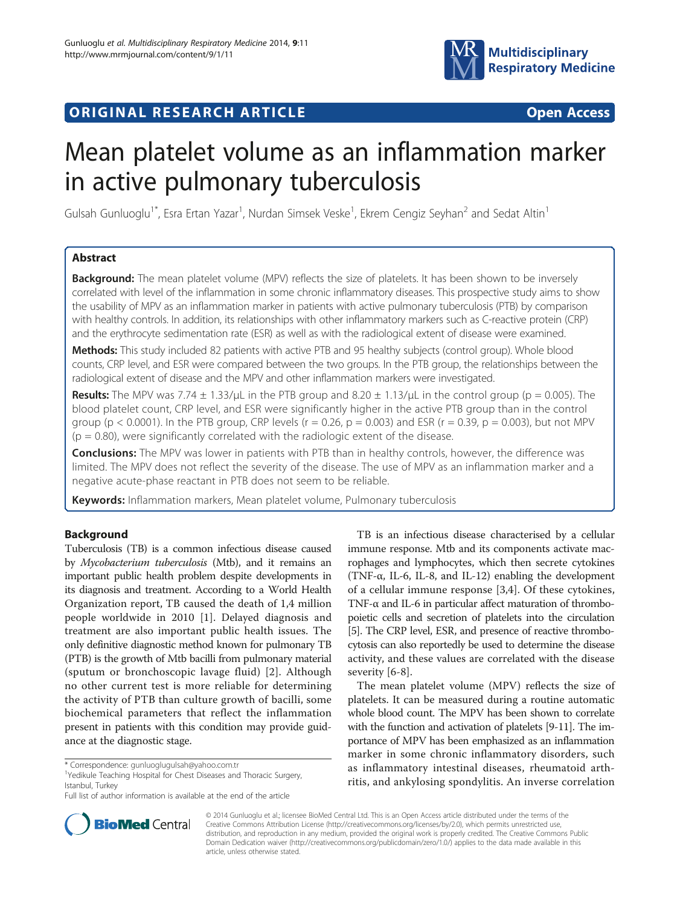ORIGINAL RESEARCH ARTICLE Open Access

# Mean platelet volume as an inflammation marker in active pulmonary tuberculosis

Gulsah Gunluoglu[1*], Esra Ertan Yazar[1], Nurdan Simsek Veske[1], Ekrem Cengiz Seyhan[2] and Sedat Altin[1]

## Abstract

**Background:** The mean platelet volume (MPV) reflects the size of platelets. It has been shown to be inversely correlated with level of the inflammation in some chronic inflammatory diseases. This prospective study aims to show the usability of MPV as an inflammation marker in patients with active pulmonary tuberculosis (PTB) by comparison with healthy controls. In addition, its relationships with other inflammatory markers such as C-reactive protein (CRP) and the erythrocyte sedimentation rate (ESR) as well as with the radiological extent of disease were examined.

**Methods:** This study included 82 patients with active PTB and 95 healthy subjects (control group). Whole blood counts, CRP level, and ESR were compared between the two groups. In the PTB group, the relationships between the radiological extent of disease and the MPV and other inflammation markers were investigated.

**Results:** The MPV was 7.74 ± 1.33/μL in the PTB group and 8.20 ± 1.13/μL in the control group ($p = 0.005$). The blood platelet count, CRP level, and ESR were significantly higher in the active PTB group than in the control group ($p < 0.0001$). In the PTB group, CRP levels ($r = 0.26$, $p = 0.003$) and ESR ($r = 0.39$, $p = 0.003$), but not MPV ($p = 0.80$), were significantly correlated with the radiologic extent of the disease.

**Conclusions:** The MPV was lower in patients with PTB than in healthy controls, however, the difference was limited. The MPV does not reflect the severity of the disease. The use of MPV as an inflammation marker and a negative acute-phase reactant in PTB does not seem to be reliable.

**Keywords:** Inflammation markers, Mean platelet volume, Pulmonary tuberculosis

## Background

Tuberculosis (TB) is a common infectious disease caused by *Mycobacterium tuberculosis* (Mtb), and it remains an important public health problem despite developments in its diagnosis and treatment. According to a World Health Organization report, TB caused the death of 1,4 million people worldwide in 2010 [1]. Delayed diagnosis and treatment are also important public health issues. The only definitive diagnostic method known for pulmonary TB (PTB) is the growth of Mtb bacilli from pulmonary material (sputum or bronchoscopic lavage fluid) [2]. Although no other current test is more reliable for determining the activity of PTB than culture growth of bacilli, some biochemical parameters that reflect the inflammation present in patients with this condition may provide guidance at the diagnostic stage.

TB is an infectious disease characterised by a cellular immune response. Mtb and its components activate macrophages and lymphocytes, which then secrete cytokines (TNF-α, IL-6, IL-8, and IL-12) enabling the development of a cellular immune response [3,4]. Of these cytokines, TNF-α and IL-6 in particular affect maturation of thrombopoietic cells and secretion of platelets into the circulation [5]. The CRP level, ESR, and presence of reactive thrombocytosis can also reportedly be used to determine the disease activity, and these values are correlated with the disease severity [6-8].

The mean platelet volume (MPV) reflects the size of platelets. It can be measured during a routine automatic whole blood count. The MPV has been shown to correlate with the function and activation of platelets [9-11]. The importance of MPV has been emphasized as an inflammation marker in some chronic inflammatory disorders, such as inflammatory intestinal diseases, rheumatoid arthritis, and ankylosing spondylitis. An inverse correlation

\* Correspondence: gunluoglugulsah@yahoo.com.tr
[1]Yedikule Teaching Hospital for Chest Diseases and Thoracic Surgery, Istanbul, Turkey
Full list of author information is available at the end of the article

© 2014 Gunluoglu et al.; licensee BioMed Central Ltd. This is an Open Access article distributed under the terms of the Creative Commons Attribution License (http://creativecommons.org/licenses/by/2.0), which permits unrestricted use, distribution, and reproduction in any medium, provided the original work is properly credited. The Creative Commons Public Domain Dedication waiver (http://creativecommons.org/publicdomain/zero/1.0/) applies to the data made available in this article, unless otherwise stated.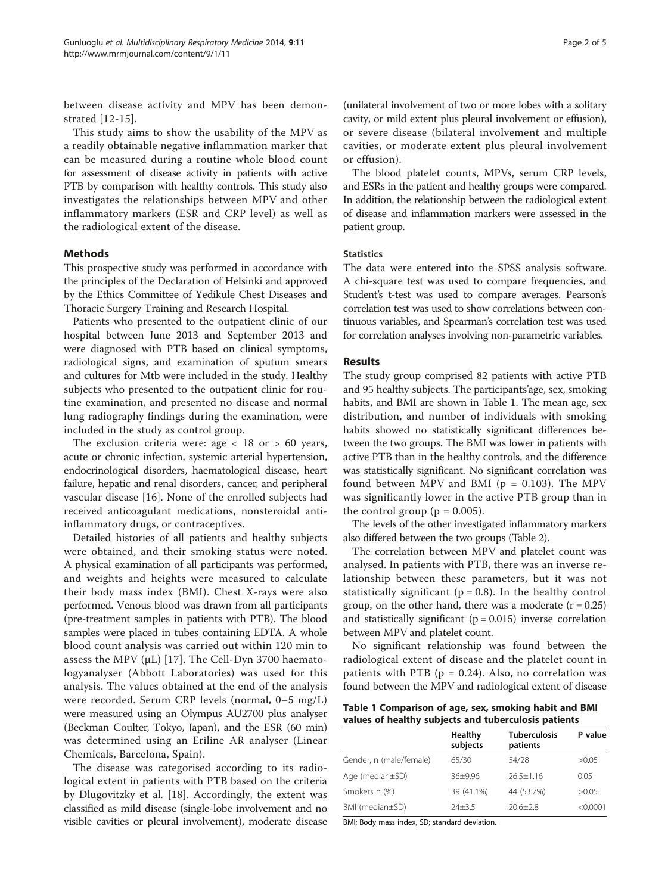between disease activity and MPV has been demonstrated [12-15].

This study aims to show the usability of the MPV as a readily obtainable negative inflammation marker that can be measured during a routine whole blood count for assessment of disease activity in patients with active PTB by comparison with healthy controls. This study also investigates the relationships between MPV and other inflammatory markers (ESR and CRP level) as well as the radiological extent of the disease.

## Methods

This prospective study was performed in accordance with the principles of the Declaration of Helsinki and approved by the Ethics Committee of Yedikule Chest Diseases and Thoracic Surgery Training and Research Hospital.

Patients who presented to the outpatient clinic of our hospital between June 2013 and September 2013 and were diagnosed with PTB based on clinical symptoms, radiological signs, and examination of sputum smears and cultures for Mtb were included in the study. Healthy subjects who presented to the outpatient clinic for routine examination, and presented no disease and normal lung radiography findings during the examination, were included in the study as control group.

The exclusion criteria were: age < 18 or > 60 years, acute or chronic infection, systemic arterial hypertension, endocrinological disorders, haematological disease, heart failure, hepatic and renal disorders, cancer, and peripheral vascular disease [16]. None of the enrolled subjects had received anticoagulant medications, nonsteroidal anti-inflammatory drugs, or contraceptives.

Detailed histories of all patients and healthy subjects were obtained, and their smoking status were noted. A physical examination of all participants was performed, and weights and heights were measured to calculate their body mass index (BMI). Chest X-rays were also performed. Venous blood was drawn from all participants (pre-treatment samples in patients with PTB). The blood samples were placed in tubes containing EDTA. A whole blood count analysis was carried out within 120 min to assess the MPV (μL) [17]. The Cell-Dyn 3700 haematologyanalyser (Abbott Laboratories) was used for this analysis. The values obtained at the end of the analysis were recorded. Serum CRP levels (normal, 0–5 mg/L) were measured using an Olympus AU2700 plus analyser (Beckman Coulter, Tokyo, Japan), and the ESR (60 min) was determined using an Eriline AR analyser (Linear Chemicals, Barcelona, Spain).

The disease was categorised according to its radiological extent in patients with PTB based on the criteria by Dlugovitzky et al. [18]. Accordingly, the extent was classified as mild disease (single-lobe involvement and no visible cavities or pleural involvement), moderate disease (unilateral involvement of two or more lobes with a solitary cavity, or mild extent plus pleural involvement or effusion), or severe disease (bilateral involvement and multiple cavities, or moderate extent plus pleural involvement or effusion).

The blood platelet counts, MPVs, serum CRP levels, and ESRs in the patient and healthy groups were compared. In addition, the relationship between the radiological extent of disease and inflammation markers were assessed in the patient group.

### Statistics

The data were entered into the SPSS analysis software. A chi-square test was used to compare frequencies, and Student's t-test was used to compare averages. Pearson's correlation test was used to show correlations between continuous variables, and Spearman's correlation test was used for correlation analyses involving non-parametric variables.

## Results

The study group comprised 82 patients with active PTB and 95 healthy subjects. The participants'age, sex, smoking habits, and BMI are shown in Table 1. The mean age, sex distribution, and number of individuals with smoking habits showed no statistically significant differences between the two groups. The BMI was lower in patients with active PTB than in the healthy controls, and the difference was statistically significant. No significant correlation was found between MPV and BMI ($p = 0.103$). The MPV was significantly lower in the active PTB group than in the control group ($p = 0.005$).

The levels of the other investigated inflammatory markers also differed between the two groups (Table 2).

The correlation between MPV and platelet count was analysed. In patients with PTB, there was an inverse relationship between these parameters, but it was not statistically significant ($p = 0.8$). In the healthy control group, on the other hand, there was a moderate ($r = 0.25$) and statistically significant ($p = 0.015$) inverse correlation between MPV and platelet count.

No significant relationship was found between the radiological extent of disease and the platelet count in patients with PTB ($p = 0.24$). Also, no correlation was found between the MPV and radiological extent of disease

**Table 1 Comparison of age, sex, smoking habit and BMI values of healthy subjects and tuberculosis patients**

| | Healthy subjects | Tuberculosis patients | P value |
|---|---|---|---|
| Gender, n (male/female) | 65/30 | 54/28 | >0.05 |
| Age (median±SD) | 36±9.96 | 26.5±1.16 | 0.05 |
| Smokers n (%) | 39 (41.1%) | 44 (53.7%) | >0.05 |
| BMI (median±SD) | 24±3.5 | 20.6±2.8 | <0.0001 |

BMI; Body mass index, SD; standard deviation.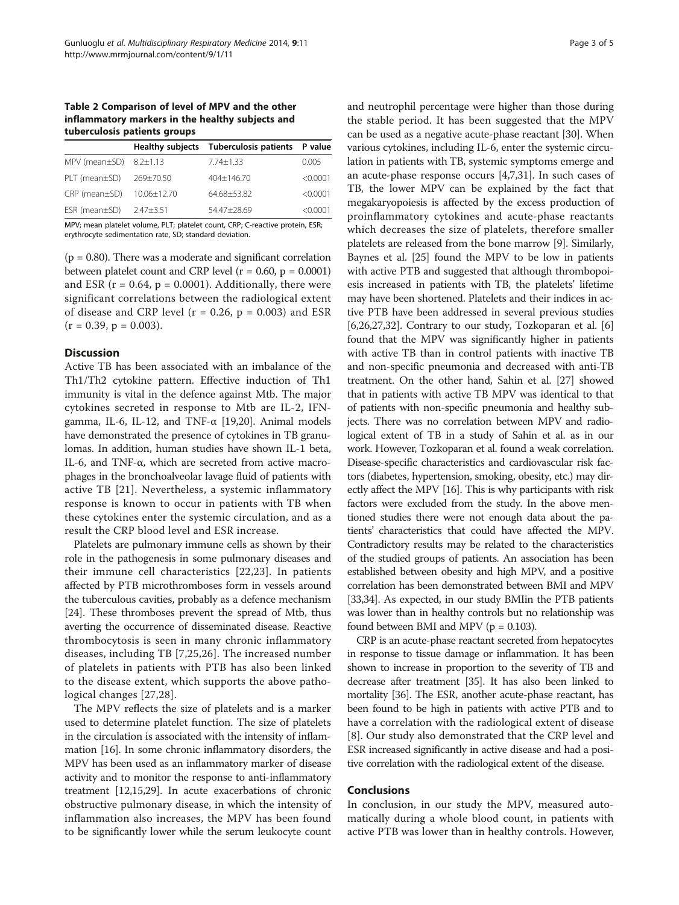**Table 2 Comparison of level of MPV and the other inflammatory markers in the healthy subjects and tuberculosis patients groups**

| | Healthy subjects | Tuberculosis patients | P value |
|---|---|---|---|
| MPV (mean±SD) | 8.2±1.13 | 7.74±1.33 | 0.005 |
| PLT (mean±SD) | 269±70.50 | 404±146.70 | <0.0001 |
| CRP (mean±SD) | 10.06±12.70 | 64.68±53.82 | <0.0001 |
| ESR (mean±SD) | 2.47±3.51 | 54.47±28.69 | <0.0001 |

MPV; mean platelet volume, PLT; platelet count, CRP; C-reactive protein, ESR; erythrocyte sedimentation rate, SD; standard deviation.

($p = 0.80$). There was a moderate and significant correlation between platelet count and CRP level ($r = 0.60$, $p = 0.0001$) and ESR ($r = 0.64$, $p = 0.0001$). Additionally, there were significant correlations between the radiological extent of disease and CRP level ($r = 0.26$, $p = 0.003$) and ESR ($r = 0.39$, $p = 0.003$).

## Discussion

Active TB has been associated with an imbalance of the Th1/Th2 cytokine pattern. Effective induction of Th1 immunity is vital in the defence against Mtb. The major cytokines secreted in response to Mtb are IL-2, IFN-gamma, IL-6, IL-12, and TNF-α [19,20]. Animal models have demonstrated the presence of cytokines in TB granulomas. In addition, human studies have shown IL-1 beta, IL-6, and TNF-α, which are secreted from active macrophages in the bronchoalveolar lavage fluid of patients with active TB [21]. Nevertheless, a systemic inflammatory response is known to occur in patients with TB when these cytokines enter the systemic circulation, and as a result the CRP blood level and ESR increase.

Platelets are pulmonary immune cells as shown by their role in the pathogenesis in some pulmonary diseases and their immune cell characteristics [22,23]. In patients affected by PTB microthromboses form in vessels around the tuberculous cavities, probably as a defence mechanism [24]. These thromboses prevent the spread of Mtb, thus averting the occurrence of disseminated disease. Reactive thrombocytosis is seen in many chronic inflammatory diseases, including TB [7,25,26]. The increased number of platelets in patients with PTB has also been linked to the disease extent, which supports the above pathological changes [27,28].

The MPV reflects the size of platelets and is a marker used to determine platelet function. The size of platelets in the circulation is associated with the intensity of inflammation [16]. In some chronic inflammatory disorders, the MPV has been used as an inflammatory marker of disease activity and to monitor the response to anti-inflammatory treatment [12,15,29]. In acute exacerbations of chronic obstructive pulmonary disease, in which the intensity of inflammation also increases, the MPV has been found to be significantly lower while the serum leukocyte count and neutrophil percentage were higher than those during the stable period. It has been suggested that the MPV can be used as a negative acute-phase reactant [30]. When various cytokines, including IL-6, enter the systemic circulation in patients with TB, systemic symptoms emerge and an acute-phase response occurs [4,7,31]. In such cases of TB, the lower MPV can be explained by the fact that megakaryopoiesis is affected by the excess production of proinflammatory cytokines and acute-phase reactants which decreases the size of platelets, therefore smaller platelets are released from the bone marrow [9]. Similarly, Baynes et al. [25] found the MPV to be low in patients with active PTB and suggested that although thrombopoiesis increased in patients with TB, the platelets' lifetime may have been shortened. Platelets and their indices in active PTB have been addressed in several previous studies [6,26,27,32]. Contrary to our study, Tozkoparan et al. [6] found that the MPV was significantly higher in patients with active TB than in control patients with inactive TB and non-specific pneumonia and decreased with anti-TB treatment. On the other hand, Sahin et al. [27] showed that in patients with active TB MPV was identical to that of patients with non-specific pneumonia and healthy subjects. There was no correlation between MPV and radiological extent of TB in a study of Sahin et al. as in our work. However, Tozkoparan et al. found a weak correlation. Disease-specific characteristics and cardiovascular risk factors (diabetes, hypertension, smoking, obesity, etc.) may directly affect the MPV [16]. This is why participants with risk factors were excluded from the study. In the above mentioned studies there were not enough data about the patients' characteristics that could have affected the MPV. Contradictory results may be related to the characteristics of the studied groups of patients. An association has been established between obesity and high MPV, and a positive correlation has been demonstrated between BMI and MPV [33,34]. As expected, in our study BMIin the PTB patients was lower than in healthy controls but no relationship was found between BMI and MPV ($p = 0.103$).

CRP is an acute-phase reactant secreted from hepatocytes in response to tissue damage or inflammation. It has been shown to increase in proportion to the severity of TB and decrease after treatment [35]. It has also been linked to mortality [36]. The ESR, another acute-phase reactant, has been found to be high in patients with active PTB and to have a correlation with the radiological extent of disease [8]. Our study also demonstrated that the CRP level and ESR increased significantly in active disease and had a positive correlation with the radiological extent of the disease.

## Conclusions

In conclusion, in our study the MPV, measured automatically during a whole blood count, in patients with active PTB was lower than in healthy controls. However,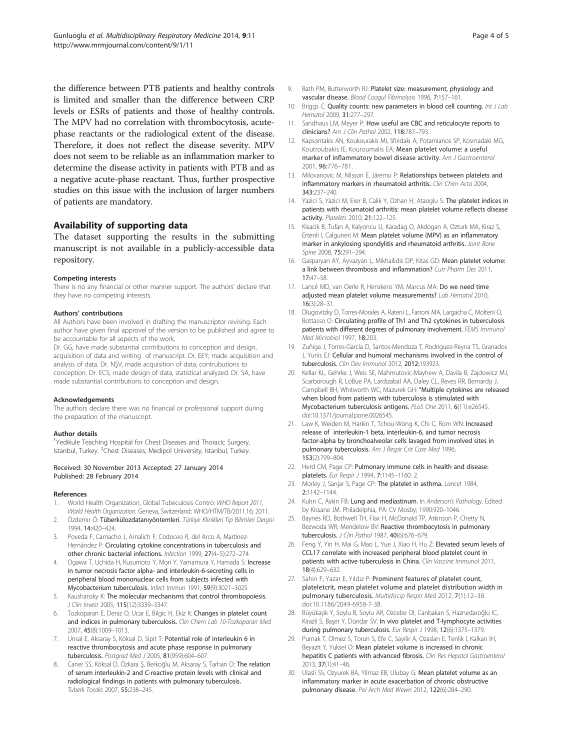the difference between PTB patients and healthy controls is limited and smaller than the difference between CRP levels or ESRs of patients and those of healthy controls. The MPV had no correlation with thrombocytosis, acute-phase reactants or the radiological extent of the disease. Therefore, it does not reflect the disease severity. MPV does not seem to be reliable as an inflammation marker to determine the disease activity in patients with PTB and as a negative acute-phase reactant. Thus, further prospective studies on this issue with the inclusion of larger numbers of patients are mandatory.

## Availability of supporting data

The dataset supporting the results in the submitting manuscript is not available in a publicly-accessible data repository.

#### Competing interests

There is no any financial or other manner support. The authors' declare that they have no competing interests.

#### Authors' contributions

All Authors have been involved in drafting the manuscriptor revising. Each author have given final approvel of the version to be published and agree to be accountable for all aspects of the work.

Dr. GG, have made substantial contributions to conception and design, acquisition of data and writing of manuscript. Dr. EEY; made acquisition and analysis of data. Dr. NŞV, made acquisition of data, contrubutions to conception. Dr. ECS, made design of data, statistical analyzed. Dr. SA, have made substantial contributions to conception and design.

#### Acknowledgements

The authors declare there was no financial or professional support during the preparation of the manuscript.

#### Author details

[1]Yedikule Teaching Hospital for Chest Diseases and Thoracic Surgery, Istanbul, Turkey. [2]Chest Diseases, Medipol University, Istanbul, Turkey.

Received: 30 November 2013 Accepted: 27 January 2014
Published: 28 February 2014

#### References

1. World Health Organization, Global Tubeculosis Contro: *WHO Report 2011, World Health Organization.* Geneva, Switzerland: WHO/HTM/TB/2011.16; 2011.
2. Özdemir Ö: **Tüberkülozdatanıyöntemleri.** *Türkiye Klinikleri Tıp Bilimleri Dergisi* 1994, **14**:420–424.
3. Poveda F, Camacho J, Arnalich F, Codoceo R, del Arco A, Martínez-Hernández P: **Circulating cytokine concentrations in tuberculosis and other chronic bacterial infections.** *Infection* 1999, **27**(4–5):272–274.
4. Ogawa T, Uchida H, Kusumoto Y, Mori Y, Yamamura Y, Hamada S: **Increase in tumor necrosis factor alpha- and interleukin-6-secreting cells in peripheral blood mononuclear cells from subjects infected with Mycobacterium tuberculosis.** *Infect Immun* 1991, **59**(9):3021–3025.
5. Kaushansky K: **The molecular mechanisms that control thrombopoiesis.** *J Clin Invest* 2005, **115**(12):3339–3347.
6. Tozkoparan E, Deniz O, Ucar E, Bilgic H, Ekiz K: **Changes in platelet count and indices in pulmonary tuberculosis.** *Clin Chem Lab 10-Tozkoparan Med* 2007, **45**(8):1009–1013.
7. Unsal E, Aksaray S, Köksal D, Sipit T: **Potential role of interleukin 6 in reactive thrombocytosis and acute phase response in pulmonary tuberculosis.** *Postgrad Med J* 2005, **81**(959):604–607.
8. Caner SS, Köksal D, Özkara Ş, Berkoğlu M, Aksaray S, Tarhan D: **The relation of serum interleukin-2 and C-reactive protein levels with clinical and radiological findings in patients with pulmonary tuberculosis.** *Tuberk Toraks* 2007, **55**:238–245.
9. Bath PM, Butterworth RJ: **Platelet size: measurement, physiology and vascular disease.** *Blood Coagul Fibrinolysis* 1996, **7**:157–161.
10. Briggs C: **Quality counts: new parameters in blood cell counting.** *Int J Lab Hematol* 2009, **31**:277–297.
11. Sandhaus LM, Meyer P: **How useful are CBC and reticulocyte reports to clinicians?** *Am J Clin Pathol* 2002, **118**:787–793.
12. Kapsoritakis AN, Koukourakis MI, Sfiridaki A, Potamianos SP, Kosmadaki MG, Koutroubakis IE, Kouroumalis EA: **Mean platelet volume: a useful marker of inflammatory bowel disease activity.** *Am J Gastroenterol* 2001, **96**:776–781.
13. Milovanovic M, Nilsson E, Järemo P: **Relationships between platelets and inflammatory markers in rheumatoid arthritis.** *Clin Chim Acta* 2004, **343**:237–240.
14. Yazici S, Yazici M, Erer B, Calik Y, Ozhan H, Ataoglu S: **The platelet indices in patients with rheumatoid arthritis: mean platelet volume reflects disease activity.** *Platelets* 2010, **21**:122–125.
15. Kisacik B, Tufan A, Kalyoncu U, Karadag O, Akdogan A, Ozturk MA, Kiraz S, Ertenli I, Calguneri M: **Mean platelet volume (MPV) as an inflammatory marker in ankylosing spondylitis and rheumatoid arthritis.** *Joint Bone Spine* 2008, **75**:291–294.
16. Gasparyan AY, Ayvazyan L, Mikhailidis DP, Kitas GD: **Mean platelet volume: a link between thrombosis and inflammation?** *Curr Pharm Des* 2011, **17**:47–58.
17. Lancé MD, van Oerle R, Henskens YM, Marcus MA: **Do we need time adjusted mean platelet volume measurements?** *Lab Hematol* 2010, **16**(3):28–31.
18. Dlugovitzky D, Torres-Morales A, Rateni L, Farroni MA, Largacha C, Molteni O, Bottasso O: **Circulating profile of Th1 and Th2 cytokines in tuberculosis patients with different degrees of pulmonary involvement.** *FEMS Immunol Med Microbiol* 1997, **18**:203.
19. Zuñiga J, Torres-García D, Santos-Mendoza T, Rodriguez-Reyna TS, Granados J, Yunis EJ: **Cellular and humoral mechanisms involved in the control of tuberculosis.** *Clin Dev Immunol* 2012, **2012**:193923.
20. Kellar KL, Gehrke J, Weis SE, Mahmutovic-Mayhew A, Davila B, Zajdowicz MJ, Scarborough R, LoBue PA, Lardizabal AA, Daley CL, Reves RR, Bernardo J, Campbell BH, Whitworth WC, Mazurek GH: **"Multiple cytokines are released when blood from patients with tuberculosis is stimulated with Mycobacterium tuberculosis antigens.** *PLoS One* 2011, **6**(11):e26545. doi:10.1371/journal.pone.0026545.
21. Law K, Weiden M, Harkin T, Tchou-Wong K, Chi C, Rom WN: **Increased release of interleukin-1 beta, interleukin-6, and tumor necrosis factor-alpha by bronchoalveolar cells lavaged from involved sites in pulmonary tuberculosis.** *Am J Respir Crit Care Med* 1996, **153**(2):799–804.
22. Herd CM, Page CP: **Pulmonary immune cells in health and disease: platelets.** *Eur Respir J* 1994, **7**:1145–1160. 2.
23. Morley J, Sanjar S, Page CP: **The platelet in asthma.** *Lancet* 1984, **2**:1142–1144.
24. Kuhn C, Askin FB: **Lung and mediastinum.** In *Anderson's Pathology.* Edited by Kissane JM. Philadelphia, PA: CV Mosby; 1990:920–1046.
25. Baynes RD, Bothwell TH, Flax H, McDonald TP, Atkinson P, Chetty N, Bezwoda WR, Mendelow BV: **Reactive thrombocytosis in pulmonary tuberculosis.** *J Clin Pathol* 1987, **40**(6):676–679.
26. Feng Y, Yin H, Mai G, Mao L, Yue J, Xiao H, Hu Z: **Elevated serum levels of CCL17 correlate with increased peripheral blood platelet count in patients with active tuberculosis in China.** *Clin Vaccine Immunol* 2011, **18**(4):629–632.
27. Sahin F, Yazar E, Yıldız P: **Prominent features of platelet count, plateletcrit, mean platelet volume and platelet distribution width in pulmonary tuberculosis.** *Multidiscip Respir Med* 2012, **7**(1):12–38. doi:10.1186/2049-6958-7-38.
28. Büyükaşik Y, Soylu B, Soylu AR, Ozcebe OI, Canbakan S, Haznedaroğlu IC, Kirazli S, Başer Y, Dündar SV: **In vivo platelet and T-lymphocyte activities during pulmonary tuberculosis.** *Eur Respir J* 1998, **12**(6):1375–1379.
29. Purnak T, Olmez S, Torun S, Efe C, Sayilir A, Ozaslan E, Tenlik I, Kalkan IH, Beyazit Y, Yuksel O: **Mean platelet volume is increased in chronic hepatitis C patients with advanced fibrosis.** *Clin Res Hepatol Gastroenterol* 2013, **37**(1):41–46.
30. Ulasli SS, Ozyurek BA, Yilmaz EB, Ulubay G: **Mean platelet volume as an inflammatory marker in acute exacerbation of chronic obstructive pulmonary disease.** *Pol Arch Med Wewn* 2012, **122**(6):284–290.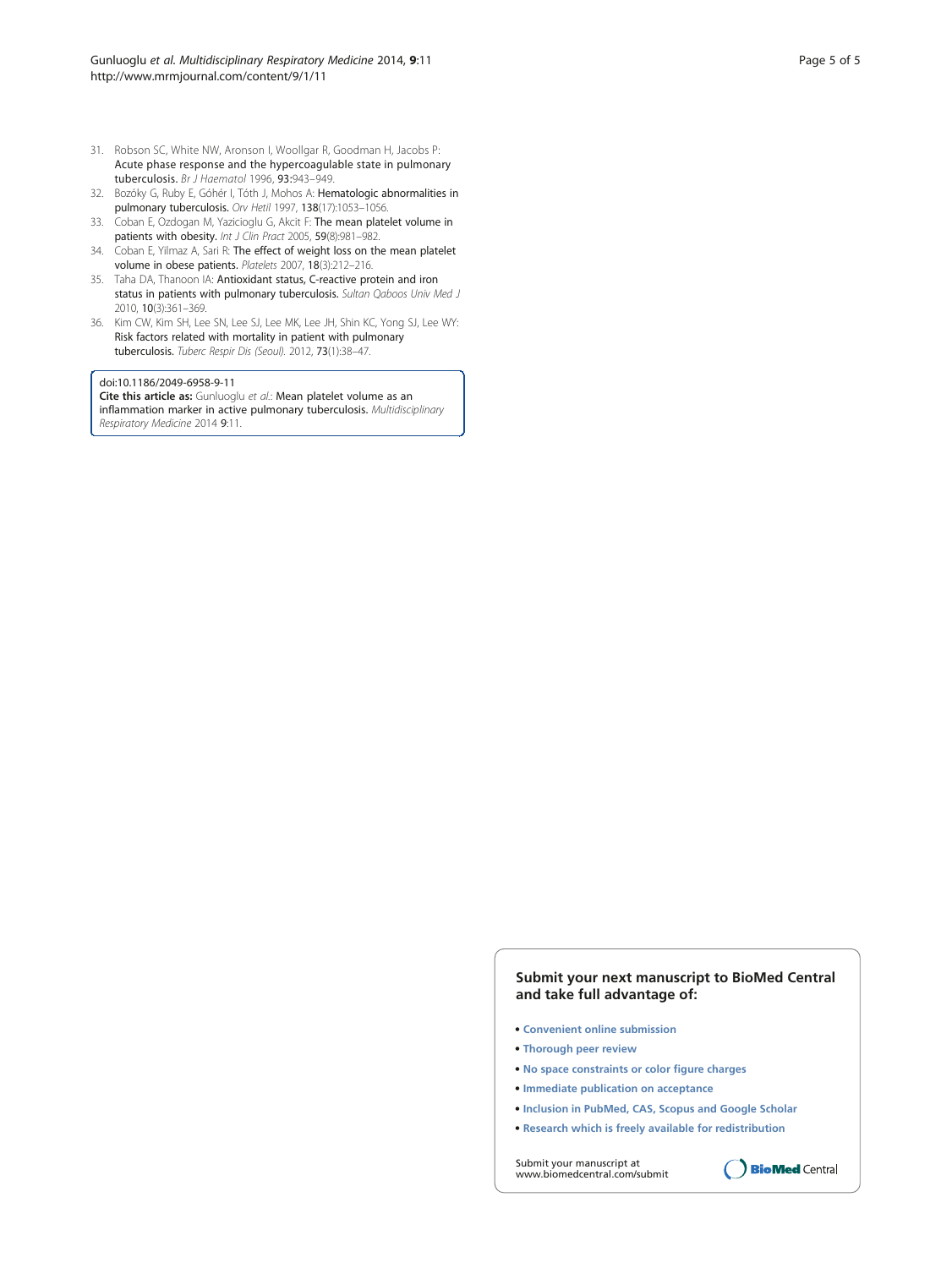31. Robson SC, White NW, Aronson I, Woollgar R, Goodman H, Jacobs P: **Acute phase response and the hypercoagulable state in pulmonary tuberculosis.** *Br J Haematol* 1996, **93:**943–949.
32. Bozóky G, Ruby E, Góhér I, Tóth J, Mohos A: **Hematologic abnormalities in pulmonary tuberculosis.** *Orv Hetil* 1997, **138**(17):1053–1056.
33. Coban E, Ozdogan M, Yazicioglu G, Akcit F: **The mean platelet volume in patients with obesity.** *Int J Clin Pract* 2005, **59**(8):981–982.
34. Coban E, Yilmaz A, Sari R: **The effect of weight loss on the mean platelet volume in obese patients.** *Platelets* 2007, **18**(3):212–216.
35. Taha DA, Thanoon IA: **Antioxidant status, C-reactive protein and iron status in patients with pulmonary tuberculosis.** *Sultan Qaboos Univ Med J* 2010, **10**(3):361–369.
36. Kim CW, Kim SH, Lee SN, Lee SJ, Lee MK, Lee JH, Shin KC, Yong SJ, Lee WY: **Risk factors related with mortality in patient with pulmonary tuberculosis.** *Tuberc Respir Dis (Seoul).* 2012, **73**(1):38–47.

doi:10.1186/2049-6958-9-11
**Cite this article as:** Gunluoglu *et al.*: Mean platelet volume as an inflammation marker in active pulmonary tuberculosis. *Multidisciplinary Respiratory Medicine* 2014 **9**:11.

**Submit your next manuscript to BioMed Central and take full advantage of:**

- **Convenient online submission**
- **Thorough peer review**
- **No space constraints or color figure charges**
- **Immediate publication on acceptance**
- **Inclusion in PubMed, CAS, Scopus and Google Scholar**
- **Research which is freely available for redistribution**

Submit your manuscript at
www.biomedcentral.com/submit

BioMed Central